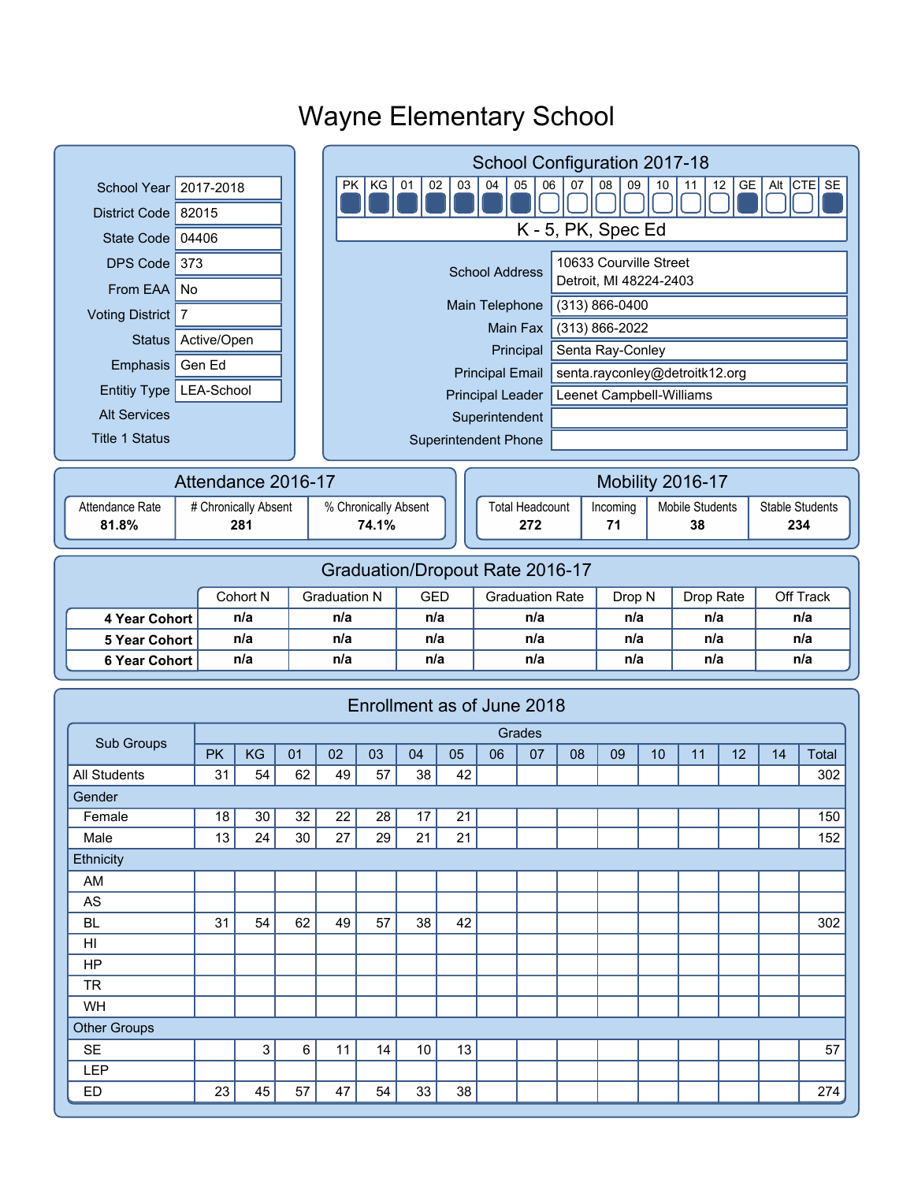# Wayne Elementary School

| | |
|---|---|
| School Year | 2017-2018 |
| District Code | 82015 |
| State Code | 04406 |
| DPS Code | 373 |
| From EAA | No |
| Voting District | 7 |
| Status | Active/Open |
| Emphasis | Gen Ed |
| Entitiy Type | LEA-School |
| Alt Services | |
| Title 1 Status | |

## School Configuration 2017-18

| PK | KG | 01 | 02 | 03 | 04 | 05 | 06 | 07 | 08 | 09 | 10 | 11 | 12 | GE | Alt | CTE | SE |
|---|---|---|---|---|---|---|---|---|---|---|---|---|---|---|---|---|---|
| ■ | ■ | ■ | ■ | ■ | ■ | ■ | □ | □ | □ | □ | □ | □ | □ | ■ | □ | □ | ■ |

K - 5, PK, Spec Ed

| | |
|---|---|
| School Address | 10633 Courville Street<br>Detroit, MI 48224-2403 |
| Main Telephone | (313) 866-0400 |
| Main Fax | (313) 866-2022 |
| Principal | Senta Ray-Conley |
| Principal Email | senta.rayconley@detroitk12.org |
| Principal Leader | Leenet Campbell-Williams |
| Superintendent | |
| Superintendent Phone | |

## Attendance 2016-17

| Attendance Rate | # Chronically Absent | % Chronically Absent |
|---|---|---|
| 81.8% | 281 | 74.1% |

## Mobility 2016-17

| Total Headcount | Incoming | Mobile Students | Stable Students |
|---|---|---|---|
| 272 | 71 | 38 | 234 |

## Graduation/Dropout Rate 2016-17

| | Cohort N | Graduation N | GED | Graduation Rate | Drop N | Drop Rate | Off Track |
|---|---|---|---|---|---|---|---|
| 4 Year Cohort | n/a | n/a | n/a | n/a | n/a | n/a | n/a |
| 5 Year Cohort | n/a | n/a | n/a | n/a | n/a | n/a | n/a |
| 6 Year Cohort | n/a | n/a | n/a | n/a | n/a | n/a | n/a |

## Enrollment as of June 2018

| Sub Groups | Grades | | | | | | | | | | | | | | |
|---|---|---|---|---|---|---|---|---|---|---|---|---|---|---|---|
| | PK | KG | 01 | 02 | 03 | 04 | 05 | 06 | 07 | 08 | 09 | 10 | 11 | 12 | 14 | Total |
| All Students | 31 | 54 | 62 | 49 | 57 | 38 | 42 | | | | | | | | | 302 |
| Gender | | | | | | | | | | | | | | | | |
| Female | 18 | 30 | 32 | 22 | 28 | 17 | 21 | | | | | | | | | 150 |
| Male | 13 | 24 | 30 | 27 | 29 | 21 | 21 | | | | | | | | | 152 |
| Ethnicity | | | | | | | | | | | | | | | | |
| AM | | | | | | | | | | | | | | | | |
| AS | | | | | | | | | | | | | | | | |
| BL | 31 | 54 | 62 | 49 | 57 | 38 | 42 | | | | | | | | | 302 |
| HI | | | | | | | | | | | | | | | | |
| HP | | | | | | | | | | | | | | | | |
| TR | | | | | | | | | | | | | | | | |
| WH | | | | | | | | | | | | | | | | |
| Other Groups | | | | | | | | | | | | | | | | |
| SE | | 3 | 6 | 11 | 14 | 10 | 13 | | | | | | | | | 57 |
| LEP | | | | | | | | | | | | | | | | |
| ED | 23 | 45 | 57 | 47 | 54 | 33 | 38 | | | | | | | | | 274 |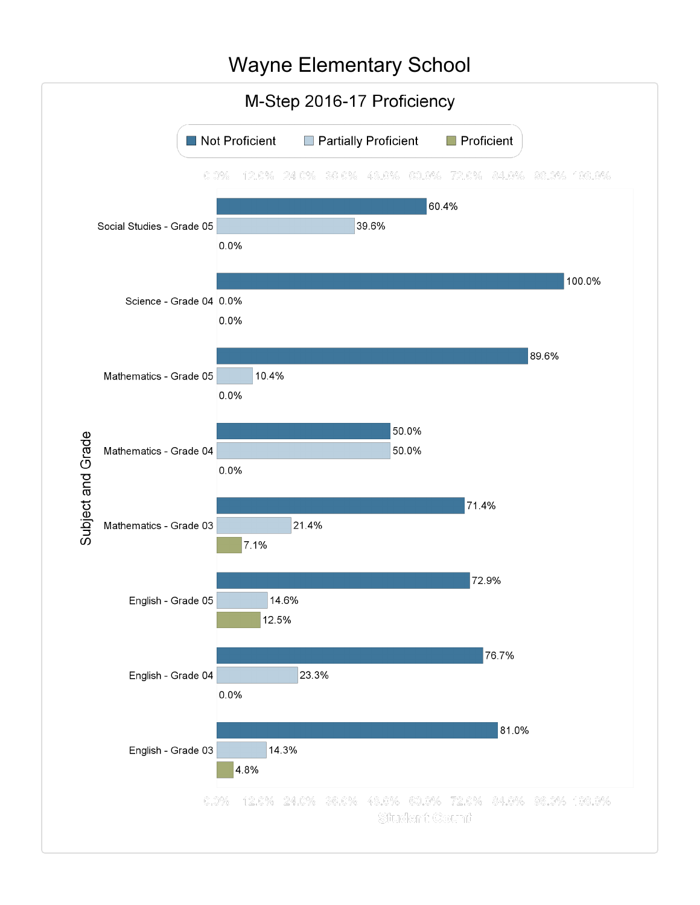# Wayne Elementary School

## M-Step 2016-17 Proficiency

| Subject and Grade | Not Proficient | Partially Proficient | Proficient |
|---|---|---|---|
| Social Studies - Grade 05 | 60.4% | 39.6% | 0.0% |
| Science - Grade 04 | 100.0% | 0.0% | 0.0% |
| Mathematics - Grade 05 | 89.6% | 10.4% | 0.0% |
| Mathematics - Grade 04 | 50.0% | 50.0% | 0.0% |
| Mathematics - Grade 03 | 71.4% | 21.4% | 7.1% |
| English - Grade 05 | 72.9% | 14.6% | 12.5% |
| English - Grade 04 | 76.7% | 23.3% | 0.0% |
| English - Grade 03 | 81.0% | 14.3% | 4.8% |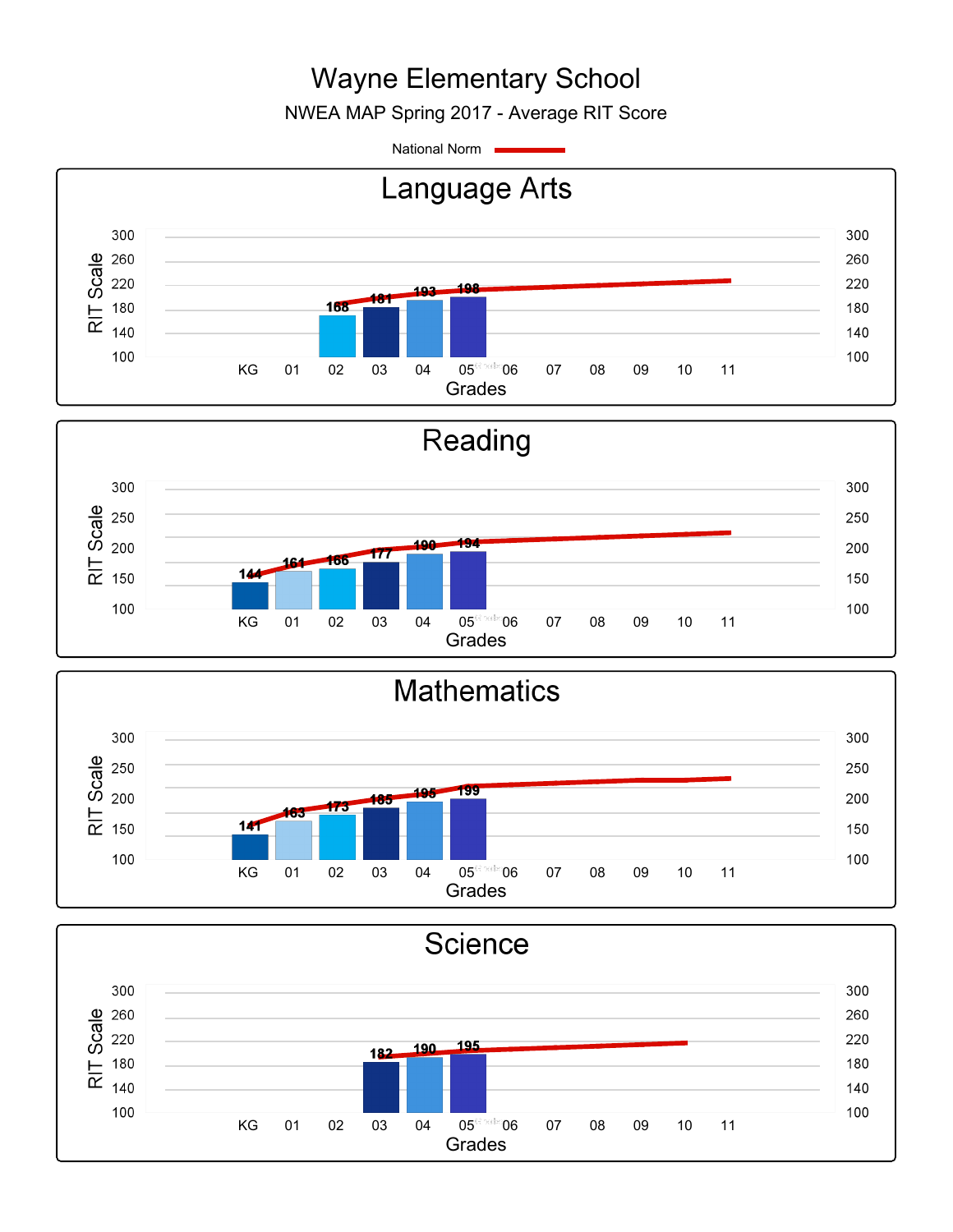# Wayne Elementary School

NWEA MAP Spring 2017 - Average RIT Score

National Norm

## Language Arts

| Grade | Average RIT Score |
| --- | --- |
| 02 | 168 |
| 03 | 181 |
| 04 | 193 |
| 05 | 198 |

## Reading

| Grade | Average RIT Score |
| --- | --- |
| KG | 144 |
| 01 | 161 |
| 02 | 166 |
| 03 | 177 |
| 04 | 190 |
| 05 | 194 |

## Mathematics

| Grade | Average RIT Score |
| --- | --- |
| KG | 141 |
| 01 | 163 |
| 02 | 173 |
| 03 | 185 |
| 04 | 195 |
| 05 | 199 |

## Science

| Grade | Average RIT Score |
| --- | --- |
| 03 | 182 |
| 04 | 190 |
| 05 | 195 |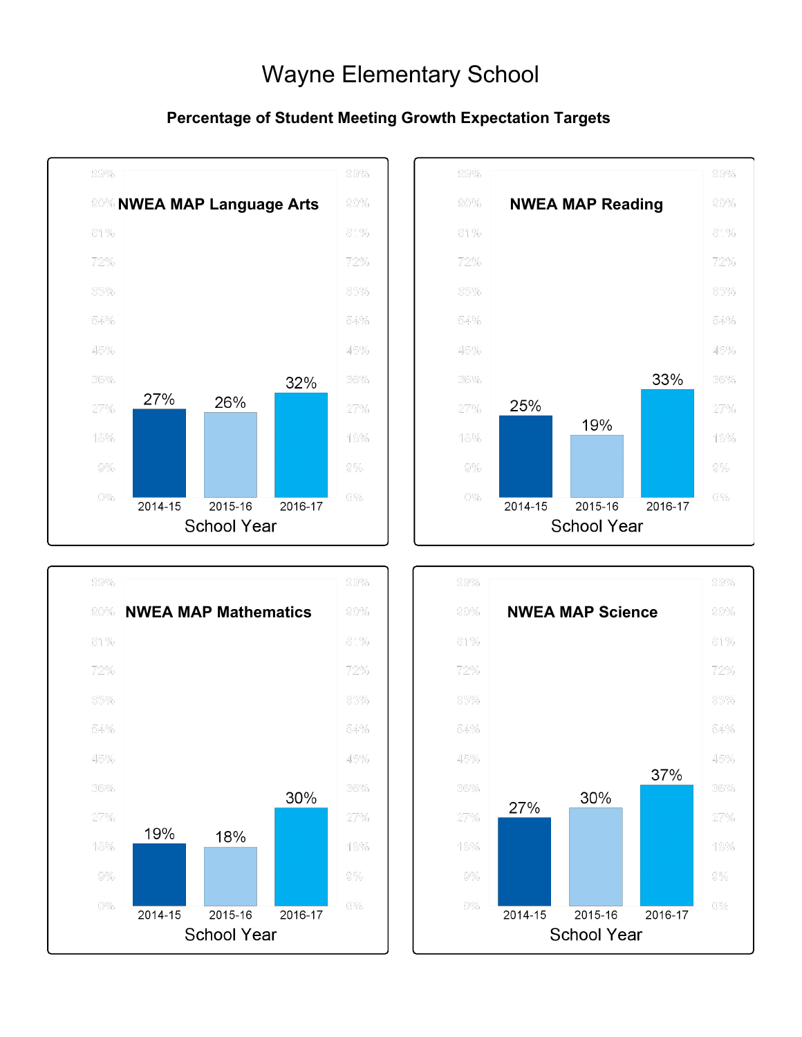# Wayne Elementary School

**Percentage of Student Meeting Growth Expectation Targets**

**NWEA MAP Language Arts**

27%
26%
32%
2014-15
2015-16
2016-17
School Year

**NWEA MAP Reading**

25%
19%
33%
2014-15
2015-16
2016-17
School Year

**NWEA MAP Mathematics**

19%
18%
30%
2014-15
2015-16
2016-17
School Year

**NWEA MAP Science**

27%
30%
37%
2014-15
2015-16
2016-17
School Year